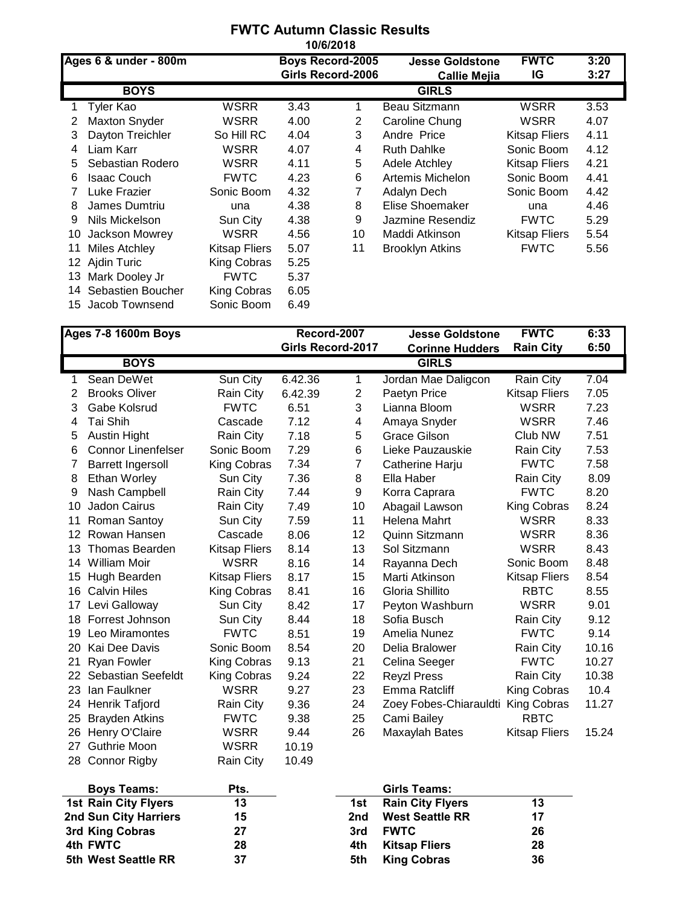# FWTC Autumn Classic Results

**10/6/2018**

| **Ages 6 & under - 800m** | | | **Boys Record-2005** | | **Jesse Goldstone** | **FWTC** | **3:20** |
|---|---|---|---|---|---|---|---|
| | | | **Girls Record-2006** | | **Callie Mejia** | **IG** | **3:27** |
| | **BOYS** | | | | **GIRLS** | | |
| 1 | Tyler Kao | WSRR | 3.43 | 1 | Beau Sitzmann | WSRR | 3.53 |
| 2 | Maxton Snyder | WSRR | 4.00 | 2 | Caroline Chung | WSRR | 4.07 |
| 3 | Dayton Treichler | So Hill RC | 4.04 | 3 | Andre Price | Kitsap Fliers | 4.11 |
| 4 | Liam Karr | WSRR | 4.07 | 4 | Ruth Dahlke | Sonic Boom | 4.12 |
| 5 | Sebastian Rodero | WSRR | 4.11 | 5 | Adele Atchley | Kitsap Fliers | 4.21 |
| 6 | Isaac Couch | FWTC | 4.23 | 6 | Artemis Michelon | Sonic Boom | 4.41 |
| 7 | Luke Frazier | Sonic Boom | 4.32 | 7 | Adalyn Dech | Sonic Boom | 4.42 |
| 8 | James Dumtriu | una | 4.38 | 8 | Elise Shoemaker | una | 4.46 |
| 9 | Nils Mickelson | Sun City | 4.38 | 9 | Jazmine Resendiz | FWTC | 5.29 |
| 10 | Jackson Mowrey | WSRR | 4.56 | 10 | Maddi Atkinson | Kitsap Fliers | 5.54 |
| 11 | Miles Atchley | Kitsap Fliers | 5.07 | 11 | Brooklyn Atkins | FWTC | 5.56 |
| 12 | Ajdin Turic | King Cobras | 5.25 | | | | |
| 13 | Mark Dooley Jr | FWTC | 5.37 | | | | |
| 14 | Sebastien Boucher | King Cobras | 6.05 | | | | |
| 15 | Jacob Townsend | Sonic Boom | 6.49 | | | | |

| **Ages 7-8 1600m Boys** | | | **Record-2007** | | **Jesse Goldstone** | **FWTC** | **6:33** |
|---|---|---|---|---|---|---|---|
| | | | **Girls Record-2017** | | **Corinne Hudders** | **Rain City** | **6:50** |
| | **BOYS** | | | | **GIRLS** | | |
| 1 | Sean DeWet | Sun City | 6.42.36 | 1 | Jordan Mae Daligcon | Rain City | 7.04 |
| 2 | Brooks Oliver | Rain City | 6.42.39 | 2 | Paetyn Price | Kitsap Fliers | 7.05 |
| 3 | Gabe Kolsrud | FWTC | 6.51 | 3 | Lianna Bloom | WSRR | 7.23 |
| 4 | Tai Shih | Cascade | 7.12 | 4 | Amaya Snyder | WSRR | 7.46 |
| 5 | Austin Hight | Rain City | 7.18 | 5 | Grace Gilson | Club NW | 7.51 |
| 6 | Connor Linenfelser | Sonic Boom | 7.29 | 6 | Lieke Pauzauskie | Rain City | 7.53 |
| 7 | Barrett Ingersoll | King Cobras | 7.34 | 7 | Catherine Harju | FWTC | 7.58 |
| 8 | Ethan Worley | Sun City | 7.36 | 8 | Ella Haber | Rain City | 8.09 |
| 9 | Nash Campbell | Rain City | 7.44 | 9 | Korra Caprara | FWTC | 8.20 |
| 10 | Jadon Cairus | Rain City | 7.49 | 10 | Abagail Lawson | King Cobras | 8.24 |
| 11 | Roman Santoy | Sun City | 7.59 | 11 | Helena Mahrt | WSRR | 8.33 |
| 12 | Rowan Hansen | Cascade | 8.06 | 12 | Quinn Sitzmann | WSRR | 8.36 |
| 13 | Thomas Bearden | Kitsap Fliers | 8.14 | 13 | Sol Sitzmann | WSRR | 8.43 |
| 14 | William Moir | WSRR | 8.16 | 14 | Rayanna Dech | Sonic Boom | 8.48 |
| 15 | Hugh Bearden | Kitsap Fliers | 8.17 | 15 | Marti Atkinson | Kitsap Fliers | 8.54 |
| 16 | Calvin Hiles | King Cobras | 8.41 | 16 | Gloria Shillito | RBTC | 8.55 |
| 17 | Levi Galloway | Sun City | 8.42 | 17 | Peyton Washburn | WSRR | 9.01 |
| 18 | Forrest Johnson | Sun City | 8.44 | 18 | Sofia Busch | Rain City | 9.12 |
| 19 | Leo Miramontes | FWTC | 8.51 | 19 | Amelia Nunez | FWTC | 9.14 |
| 20 | Kai Dee Davis | Sonic Boom | 8.54 | 20 | Delia Bralower | Rain City | 10.16 |
| 21 | Ryan Fowler | King Cobras | 9.13 | 21 | Celina Seeger | FWTC | 10.27 |
| 22 | Sebastian Seefeldt | King Cobras | 9.24 | 22 | Reyzl Press | Rain City | 10.38 |
| 23 | Ian Faulkner | WSRR | 9.27 | 23 | Emma Ratcliff | King Cobras | 10.4 |
| 24 | Henrik Tafjord | Rain City | 9.36 | 24 | Zoey Fobes-Chiarauldti | King Cobras | 11.27 |
| 25 | Brayden Atkins | FWTC | 9.38 | 25 | Cami Bailey | RBTC | |
| 26 | Henry O'Claire | WSRR | 9.44 | 26 | Maxaylah Bates | Kitsap Fliers | 15.24 |
| 27 | Guthrie Moon | WSRR | 10.19 | | | | |
| 28 | Connor Rigby | Rain City | 10.49 | | | | |

| **Boys Teams:** | **Pts.** |
|---|---|
| **1st Rain City Flyers** | **13** |
| **2nd Sun City Harriers** | **15** |
| **3rd King Cobras** | **27** |
| **4th FWTC** | **28** |
| **5th West Seattle RR** | **37** |

| | **Girls Teams:** | |
|---|---|---|
| **1st** | **Rain City Flyers** | **13** |
| **2nd** | **West Seattle RR** | **17** |
| **3rd** | **FWTC** | **26** |
| **4th** | **Kitsap Fliers** | **28** |
| **5th** | **King Cobras** | **36** |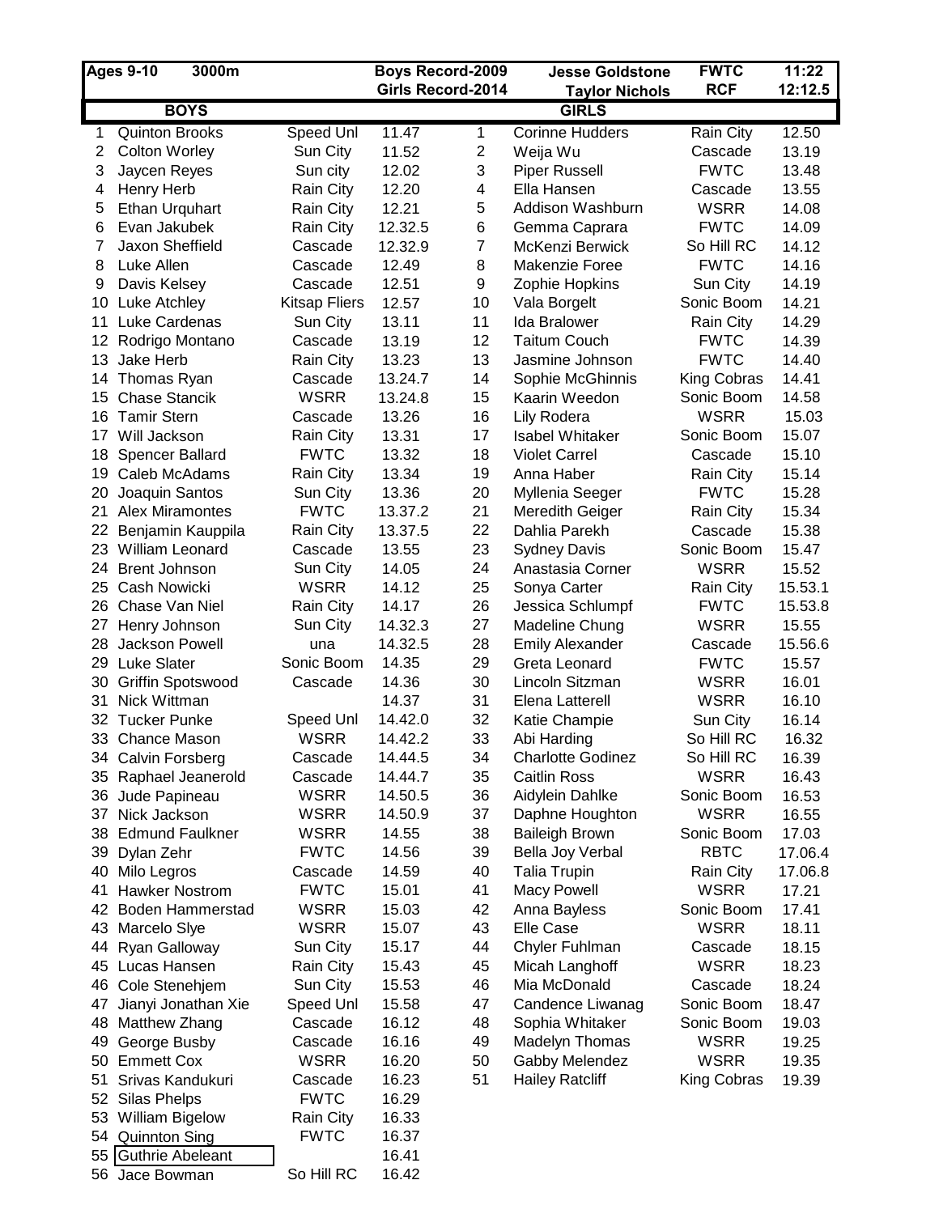| Ages 9-10 | 3000m | | Boys Record-2009 | | Jesse Goldstone | FWTC | 11:22 |
|---|---|---|---|---|---|---|---|
| | | | Girls Record-2014 | | Taylor Nichols | RCF | 12:12.5 |
| | **BOYS** | | | | **GIRLS** | | |
| 1 | Quinton Brooks | Speed Unl | 11.47 | 1 | Corinne Hudders | Rain City | 12.50 |
| 2 | Colton Worley | Sun City | 11.52 | 2 | Weija Wu | Cascade | 13.19 |
| 3 | Jaycen Reyes | Sun city | 12.02 | 3 | Piper Russell | FWTC | 13.48 |
| 4 | Henry Herb | Rain City | 12.20 | 4 | Ella Hansen | Cascade | 13.55 |
| 5 | Ethan Urquhart | Rain City | 12.21 | 5 | Addison Washburn | WSRR | 14.08 |
| 6 | Evan Jakubek | Rain City | 12.32.5 | 6 | Gemma Caprara | FWTC | 14.09 |
| 7 | Jaxon Sheffield | Cascade | 12.32.9 | 7 | McKenzi Berwick | So Hill RC | 14.12 |
| 8 | Luke Allen | Cascade | 12.49 | 8 | Makenzie Foree | FWTC | 14.16 |
| 9 | Davis Kelsey | Cascade | 12.51 | 9 | Zophie Hopkins | Sun City | 14.19 |
| 10 | Luke Atchley | Kitsap Fliers | 12.57 | 10 | Vala Borgelt | Sonic Boom | 14.21 |
| 11 | Luke Cardenas | Sun City | 13.11 | 11 | Ida Bralower | Rain City | 14.29 |
| 12 | Rodrigo Montano | Cascade | 13.19 | 12 | Taitum Couch | FWTC | 14.39 |
| 13 | Jake Herb | Rain City | 13.23 | 13 | Jasmine Johnson | FWTC | 14.40 |
| 14 | Thomas Ryan | Cascade | 13.24.7 | 14 | Sophie McGhinnis | King Cobras | 14.41 |
| 15 | Chase Stancik | WSRR | 13.24.8 | 15 | Kaarin Weedon | Sonic Boom | 14.58 |
| 16 | Tamir Stern | Cascade | 13.26 | 16 | Lily Rodera | WSRR | 15.03 |
| 17 | Will Jackson | Rain City | 13.31 | 17 | Isabel Whitaker | Sonic Boom | 15.07 |
| 18 | Spencer Ballard | FWTC | 13.32 | 18 | Violet Carrel | Cascade | 15.10 |
| 19 | Caleb McAdams | Rain City | 13.34 | 19 | Anna Haber | Rain City | 15.14 |
| 20 | Joaquin Santos | Sun City | 13.36 | 20 | Myllenia Seeger | FWTC | 15.28 |
| 21 | Alex Miramontes | FWTC | 13.37.2 | 21 | Meredith Geiger | Rain City | 15.34 |
| 22 | Benjamin Kauppila | Rain City | 13.37.5 | 22 | Dahlia Parekh | Cascade | 15.38 |
| 23 | William Leonard | Cascade | 13.55 | 23 | Sydney Davis | Sonic Boom | 15.47 |
| 24 | Brent Johnson | Sun City | 14.05 | 24 | Anastasia Corner | WSRR | 15.52 |
| 25 | Cash Nowicki | WSRR | 14.12 | 25 | Sonya Carter | Rain City | 15.53.1 |
| 26 | Chase Van Niel | Rain City | 14.17 | 26 | Jessica Schlumpf | FWTC | 15.53.8 |
| 27 | Henry Johnson | Sun City | 14.32.3 | 27 | Madeline Chung | WSRR | 15.55 |
| 28 | Jackson Powell | una | 14.32.5 | 28 | Emily Alexander | Cascade | 15.56.6 |
| 29 | Luke Slater | Sonic Boom | 14.35 | 29 | Greta Leonard | FWTC | 15.57 |
| 30 | Griffin Spotswood | Cascade | 14.36 | 30 | Lincoln Sitzman | WSRR | 16.01 |
| 31 | Nick Wittman | | 14.37 | 31 | Elena Latterell | WSRR | 16.10 |
| 32 | Tucker Punke | Speed Unl | 14.42.0 | 32 | Katie Champie | Sun City | 16.14 |
| 33 | Chance Mason | WSRR | 14.42.2 | 33 | Abi Harding | So Hill RC | 16.32 |
| 34 | Calvin Forsberg | Cascade | 14.44.5 | 34 | Charlotte Godinez | So Hill RC | 16.39 |
| 35 | Raphael Jeanerold | Cascade | 14.44.7 | 35 | Caitlin Ross | WSRR | 16.43 |
| 36 | Jude Papineau | WSRR | 14.50.5 | 36 | Aidylein Dahlke | Sonic Boom | 16.53 |
| 37 | Nick Jackson | WSRR | 14.50.9 | 37 | Daphne Houghton | WSRR | 16.55 |
| 38 | Edmund Faulkner | WSRR | 14.55 | 38 | Baileigh Brown | Sonic Boom | 17.03 |
| 39 | Dylan Zehr | FWTC | 14.56 | 39 | Bella Joy Verbal | RBTC | 17.06.4 |
| 40 | Milo Legros | Cascade | 14.59 | 40 | Talia Trupin | Rain City | 17.06.8 |
| 41 | Hawker Nostrom | FWTC | 15.01 | 41 | Macy Powell | WSRR | 17.21 |
| 42 | Boden Hammerstad | WSRR | 15.03 | 42 | Anna Bayless | Sonic Boom | 17.41 |
| 43 | Marcelo Slye | WSRR | 15.07 | 43 | Elle Case | WSRR | 18.11 |
| 44 | Ryan Galloway | Sun City | 15.17 | 44 | Chyler Fuhlman | Cascade | 18.15 |
| 45 | Lucas Hansen | Rain City | 15.43 | 45 | Micah Langhoff | WSRR | 18.23 |
| 46 | Cole Stenehjem | Sun City | 15.53 | 46 | Mia McDonald | Cascade | 18.24 |
| 47 | Jianyi Jonathan Xie | Speed Unl | 15.58 | 47 | Candence Liwanag | Sonic Boom | 18.47 |
| 48 | Matthew Zhang | Cascade | 16.12 | 48 | Sophia Whitaker | Sonic Boom | 19.03 |
| 49 | George Busby | Cascade | 16.16 | 49 | Madelyn Thomas | WSRR | 19.25 |
| 50 | Emmett Cox | WSRR | 16.20 | 50 | Gabby Melendez | WSRR | 19.35 |
| 51 | Srivas Kandukuri | Cascade | 16.23 | 51 | Hailey Ratcliff | King Cobras | 19.39 |
| 52 | Silas Phelps | FWTC | 16.29 | | | | |
| 53 | William Bigelow | Rain City | 16.33 | | | | |
| 54 | Quinnton Sing | FWTC | 16.37 | | | | |
| 55 | Guthrie Abeleant | | 16.41 | | | | |
| 56 | Jace Bowman | So Hill RC | 16.42 | | | | |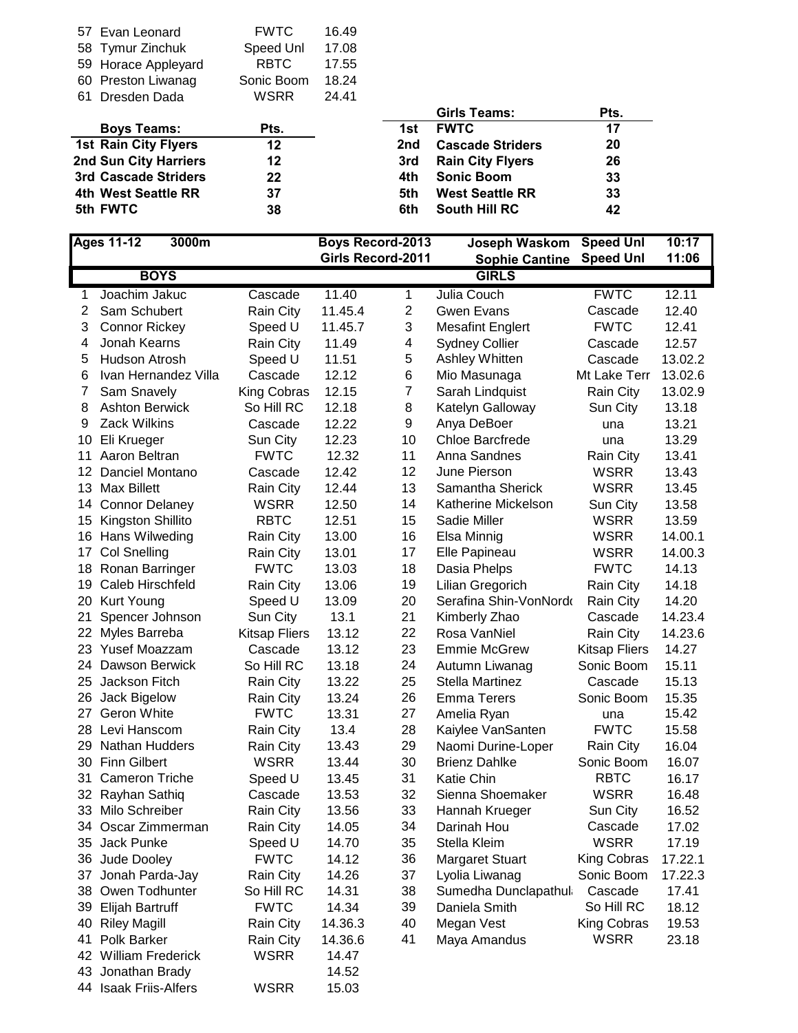| | | | |
|---|---|---|---|
| 57 | Evan Leonard | FWTC | 16.49 |
| 58 | Tymur Zinchuk | Speed Unl | 17.08 |
| 59 | Horace Appleyard | RBTC | 17.55 |
| 60 | Preston Liwanag | Sonic Boom | 18.24 |
| 61 | Dresden Dada | WSRR | 24.41 |

| Boys Teams: | Pts. |
|---|---|
| **1st Rain City Flyers** | **12** |
| **2nd Sun City Harriers** | **12** |
| **3rd Cascade Striders** | **22** |
| **4th West Seattle RR** | **37** |
| **5th FWTC** | **38** |

| | Girls Teams: | Pts. |
|---|---|---|
| **1st** | **FWTC** | **17** |
| **2nd** | **Cascade Striders** | **20** |
| **3rd** | **Rain City Flyers** | **26** |
| **4th** | **Sonic Boom** | **33** |
| **5th** | **West Seattle RR** | **33** |
| **6th** | **South Hill RC** | **42** |

**Ages 11-12 3000m**

| | Record Holder | Team | Time |
|---|---|---|---|
| **Boys Record-2013** | **Joseph Waskom** | **Speed Unl** | **10:17** |
| **Girls Record-2011** | **Sophie Cantine** | **Speed Unl** | **11:06** |

| BOYS | | | | GIRLS | | | |
|---|---|---|---|---|---|---|---|
| 1 | Joachim Jakuc | Cascade | 11.40 | 1 | Julia Couch | FWTC | 12.11 |
| 2 | Sam Schubert | Rain City | 11.45.4 | 2 | Gwen Evans | Cascade | 12.40 |
| 3 | Connor Rickey | Speed U | 11.45.7 | 3 | Mesafint Englert | FWTC | 12.41 |
| 4 | Jonah Kearns | Rain City | 11.49 | 4 | Sydney Collier | Cascade | 12.57 |
| 5 | Hudson Atrosh | Speed U | 11.51 | 5 | Ashley Whitten | Cascade | 13.02.2 |
| 6 | Ivan Hernandez Villa | Cascade | 12.12 | 6 | Mio Masunaga | Mt Lake Terr | 13.02.6 |
| 7 | Sam Snavely | King Cobras | 12.15 | 7 | Sarah Lindquist | Rain City | 13.02.9 |
| 8 | Ashton Berwick | So Hill RC | 12.18 | 8 | Katelyn Galloway | Sun City | 13.18 |
| 9 | Zack Wilkins | Cascade | 12.22 | 9 | Anya DeBoer | una | 13.21 |
| 10 | Eli Krueger | Sun City | 12.23 | 10 | Chloe Barcfrede | una | 13.29 |
| 11 | Aaron Beltran | FWTC | 12.32 | 11 | Anna Sandnes | Rain City | 13.41 |
| 12 | Danciel Montano | Cascade | 12.42 | 12 | June Pierson | WSRR | 13.43 |
| 13 | Max Billett | Rain City | 12.44 | 13 | Samantha Sherick | WSRR | 13.45 |
| 14 | Connor Delaney | WSRR | 12.50 | 14 | Katherine Mickelson | Sun City | 13.58 |
| 15 | Kingston Shillito | RBTC | 12.51 | 15 | Sadie Miller | WSRR | 13.59 |
| 16 | Hans Wilweding | Rain City | 13.00 | 16 | Elsa Minnig | WSRR | 14.00.1 |
| 17 | Col Snelling | Rain City | 13.01 | 17 | Elle Papineau | WSRR | 14.00.3 |
| 18 | Ronan Barringer | FWTC | 13.03 | 18 | Dasia Phelps | FWTC | 14.13 |
| 19 | Caleb Hirschfeld | Rain City | 13.06 | 19 | Lilian Gregorich | Rain City | 14.18 |
| 20 | Kurt Young | Speed U | 13.09 | 20 | Serafina Shin-VonNordo | Rain City | 14.20 |
| 21 | Spencer Johnson | Sun City | 13.1 | 21 | Kimberly Zhao | Cascade | 14.23.4 |
| 22 | Myles Barreba | Kitsap Fliers | 13.12 | 22 | Rosa VanNiel | Rain City | 14.23.6 |
| 23 | Yusef Moazzam | Cascade | 13.12 | 23 | Emmie McGrew | Kitsap Fliers | 14.27 |
| 24 | Dawson Berwick | So Hill RC | 13.18 | 24 | Autumn Liwanag | Sonic Boom | 15.11 |
| 25 | Jackson Fitch | Rain City | 13.22 | 25 | Stella Martinez | Cascade | 15.13 |
| 26 | Jack Bigelow | Rain City | 13.24 | 26 | Emma Terers | Sonic Boom | 15.35 |
| 27 | Geron White | FWTC | 13.31 | 27 | Amelia Ryan | una | 15.42 |
| 28 | Levi Hanscom | Rain City | 13.4 | 28 | Kaiylee VanSanten | FWTC | 15.58 |
| 29 | Nathan Hudders | Rain City | 13.43 | 29 | Naomi Durine-Loper | Rain City | 16.04 |
| 30 | Finn Gilbert | WSRR | 13.44 | 30 | Brienz Dahlke | Sonic Boom | 16.07 |
| 31 | Cameron Triche | Speed U | 13.45 | 31 | Katie Chin | RBTC | 16.17 |
| 32 | Rayhan Sathiq | Cascade | 13.53 | 32 | Sienna Shoemaker | WSRR | 16.48 |
| 33 | Milo Schreiber | Rain City | 13.56 | 33 | Hannah Krueger | Sun City | 16.52 |
| 34 | Oscar Zimmerman | Rain City | 14.05 | 34 | Darinah Hou | Cascade | 17.02 |
| 35 | Jack Punke | Speed U | 14.70 | 35 | Stella Kleim | WSRR | 17.19 |
| 36 | Jude Dooley | FWTC | 14.12 | 36 | Margaret Stuart | King Cobras | 17.22.1 |
| 37 | Jonah Parda-Jay | Rain City | 14.26 | 37 | Lyolia Liwanag | Sonic Boom | 17.22.3 |
| 38 | Owen Todhunter | So Hill RC | 14.31 | 38 | Sumedha Dunclapathula | Cascade | 17.41 |
| 39 | Elijah Bartruff | FWTC | 14.34 | 39 | Daniela Smith | So Hill RC | 18.12 |
| 40 | Riley Magill | Rain City | 14.36.3 | 40 | Megan Vest | King Cobras | 19.53 |
| 41 | Polk Barker | Rain City | 14.36.6 | 41 | Maya Amandus | WSRR | 23.18 |
| 42 | William Frederick | WSRR | 14.47 | | | | |
| 43 | Jonathan Brady | | 14.52 | | | | |
| 44 | Isaak Friis-Alfers | WSRR | 15.03 | | | | |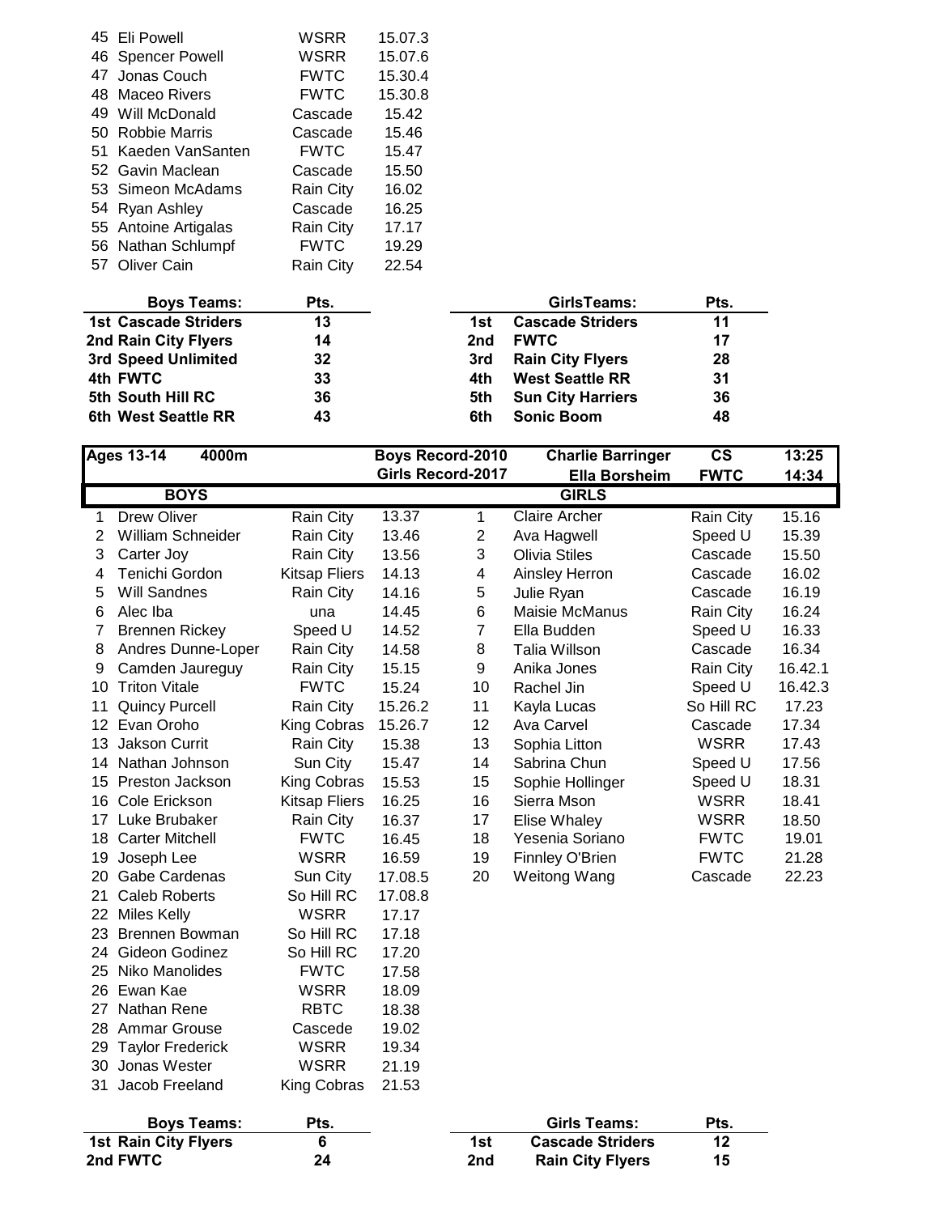| Place | Name | Team | Time |
|---|---|---|---|
| 45 | Eli Powell | WSRR | 15.07.3 |
| 46 | Spencer Powell | WSRR | 15.07.6 |
| 47 | Jonas Couch | FWTC | 15.30.4 |
| 48 | Maceo Rivers | FWTC | 15.30.8 |
| 49 | Will McDonald | Cascade | 15.42 |
| 50 | Robbie Marris | Cascade | 15.46 |
| 51 | Kaeden VanSanten | FWTC | 15.47 |
| 52 | Gavin Maclean | Cascade | 15.50 |
| 53 | Simeon McAdams | Rain City | 16.02 |
| 54 | Ryan Ashley | Cascade | 16.25 |
| 55 | Antoine Artigalas | Rain City | 17.17 |
| 56 | Nathan Schlumpf | FWTC | 19.29 |
| 57 | Oliver Cain | Rain City | 22.54 |

| Boys Teams: | Pts. |
|---|---|
| **1st Cascade Striders** | **13** |
| **2nd Rain City Flyers** | **14** |
| **3rd Speed Unlimited** | **32** |
| **4th FWTC** | **33** |
| **5th South Hill RC** | **36** |
| **6th West Seattle RR** | **43** |

| | GirlsTeams: | Pts. |
|---|---|---|
| **1st** | **Cascade Striders** | **11** |
| **2nd** | **FWTC** | **17** |
| **3rd** | **Rain City Flyers** | **28** |
| **4th** | **West Seattle RR** | **31** |
| **5th** | **Sun City Harriers** | **36** |
| **6th** | **Sonic Boom** | **48** |

| **Ages 13-14** | **4000m** | | **Boys Record-2010** | | **Charlie Barringer** | **CS** | **13:25** |
|---|---|---|---|---|---|---|---|
| | | | **Girls Record-2017** | | **Ella Borsheim** | **FWTC** | **14:34** |
| | **BOYS** | | | | **GIRLS** | | |
| 1 | Drew Oliver | Rain City | 13.37 | 1 | Claire Archer | Rain City | 15.16 |
| 2 | William Schneider | Rain City | 13.46 | 2 | Ava Hagwell | Speed U | 15.39 |
| 3 | Carter Joy | Rain City | 13.56 | 3 | Olivia Stiles | Cascade | 15.50 |
| 4 | Tenichi Gordon | Kitsap Fliers | 14.13 | 4 | Ainsley Herron | Cascade | 16.02 |
| 5 | Will Sandnes | Rain City | 14.16 | 5 | Julie Ryan | Cascade | 16.19 |
| 6 | Alec Iba | una | 14.45 | 6 | Maisie McManus | Rain City | 16.24 |
| 7 | Brennen Rickey | Speed U | 14.52 | 7 | Ella Budden | Speed U | 16.33 |
| 8 | Andres Dunne-Loper | Rain City | 14.58 | 8 | Talia Willson | Cascade | 16.34 |
| 9 | Camden Jaureguy | Rain City | 15.15 | 9 | Anika Jones | Rain City | 16.42.1 |
| 10 | Triton Vitale | FWTC | 15.24 | 10 | Rachel Jin | Speed U | 16.42.3 |
| 11 | Quincy Purcell | Rain City | 15.26.2 | 11 | Kayla Lucas | So Hill RC | 17.23 |
| 12 | Evan Oroho | King Cobras | 15.26.7 | 12 | Ava Carvel | Cascade | 17.34 |
| 13 | Jakson Currit | Rain City | 15.38 | 13 | Sophia Litton | WSRR | 17.43 |
| 14 | Nathan Johnson | Sun City | 15.47 | 14 | Sabrina Chun | Speed U | 17.56 |
| 15 | Preston Jackson | King Cobras | 15.53 | 15 | Sophie Hollinger | Speed U | 18.31 |
| 16 | Cole Erickson | Kitsap Fliers | 16.25 | 16 | Sierra Mson | WSRR | 18.41 |
| 17 | Luke Brubaker | Rain City | 16.37 | 17 | Elise Whaley | WSRR | 18.50 |
| 18 | Carter Mitchell | FWTC | 16.45 | 18 | Yesenia Soriano | FWTC | 19.01 |
| 19 | Joseph Lee | WSRR | 16.59 | 19 | Finnley O'Brien | FWTC | 21.28 |
| 20 | Gabe Cardenas | Sun City | 17.08.5 | 20 | Weitong Wang | Cascade | 22.23 |
| 21 | Caleb Roberts | So Hill RC | 17.08.8 | | | | |
| 22 | Miles Kelly | WSRR | 17.17 | | | | |
| 23 | Brennen Bowman | So Hill RC | 17.18 | | | | |
| 24 | Gideon Godinez | So Hill RC | 17.20 | | | | |
| 25 | Niko Manolides | FWTC | 17.58 | | | | |
| 26 | Ewan Kae | WSRR | 18.09 | | | | |
| 27 | Nathan Rene | RBTC | 18.38 | | | | |
| 28 | Ammar Grouse | Cascede | 19.02 | | | | |
| 29 | Taylor Frederick | WSRR | 19.34 | | | | |
| 30 | Jonas Wester | WSRR | 21.19 | | | | |
| 31 | Jacob Freeland | King Cobras | 21.53 | | | | |

| Boys Teams: | Pts. |
|---|---|
| **1st Rain City Flyers** | **6** |
| **2nd FWTC** | **24** |

| | Girls Teams: | Pts. |
|---|---|---|
| **1st** | **Cascade Striders** | **12** |
| **2nd** | **Rain City Flyers** | **15** |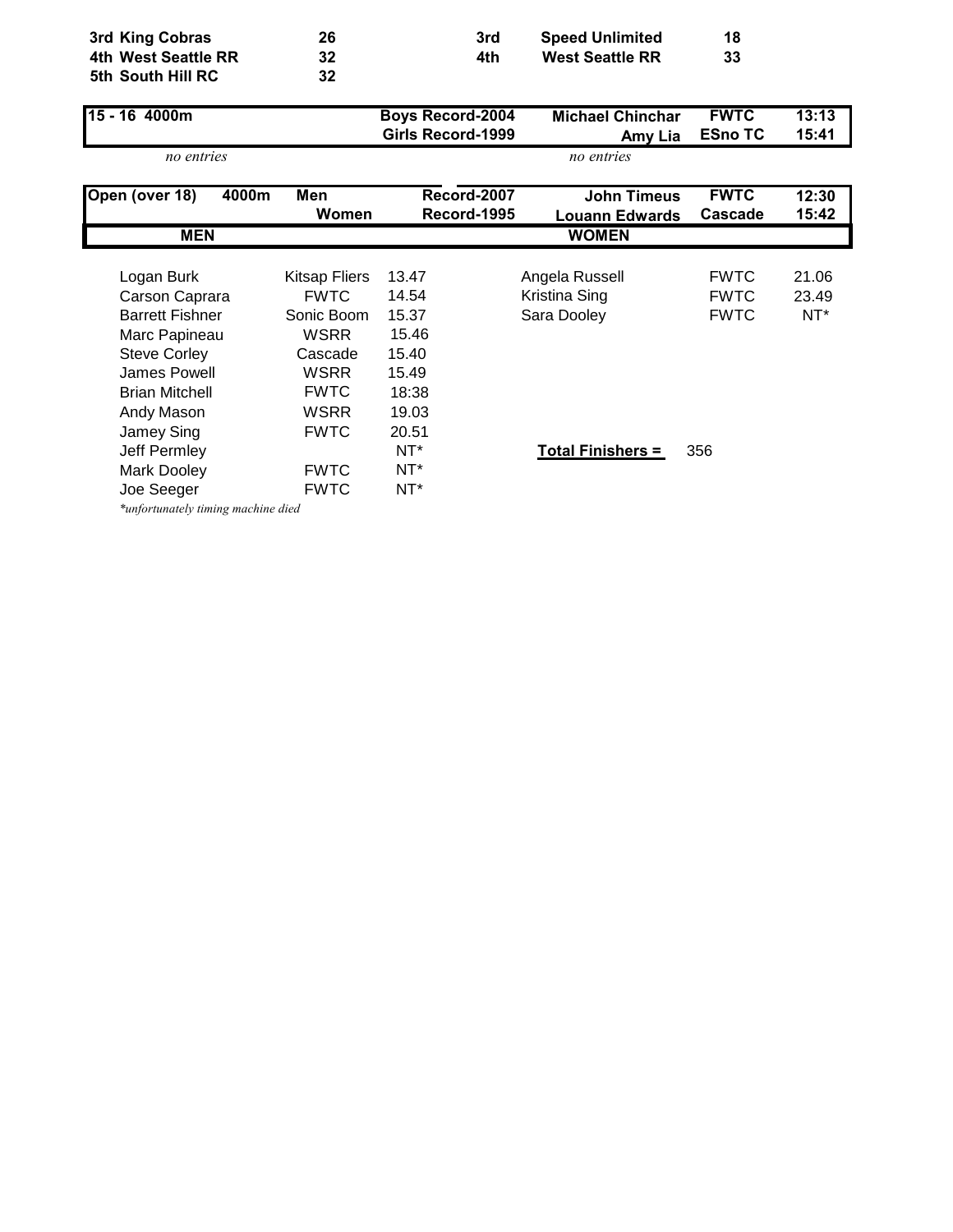| | | | | | |
|---|---|---|---|---|---|
| 3rd | King Cobras | 26 | 3rd | Speed Unlimited | 18 |
| 4th | West Seattle RR | 32 | 4th | West Seattle RR | 33 |
| 5th | South Hill RC | 32 | | | |

| 15 - 16 4000m | | | | |
|---|---|---|---|---|
| | Boys Record-2004 | Michael Chinchar | FWTC | 13:13 |
| | Girls Record-1999 | Amy Lia | ESno TC | 15:41 |

*no entries* *no entries*

| Open (over 18) 4000m | | | | |
|---|---|---|---|---|
| Men | Record-2007 | John Timeus | FWTC | 12:30 |
| Women | Record-1995 | Louann Edwards | Cascade | 15:42 |

| MEN | | | WOMEN | | |
|---|---|---|---|---|---|
| Logan Burk | Kitsap Fliers | 13.47 | Angela Russell | FWTC | 21.06 |
| Carson Caprara | FWTC | 14.54 | Kristina Sing | FWTC | 23.49 |
| Barrett Fishner | Sonic Boom | 15.37 | Sara Dooley | FWTC | NT* |
| Marc Papineau | WSRR | 15.46 | | | |
| Steve Corley | Cascade | 15.40 | | | |
| James Powell | WSRR | 15.49 | | | |
| Brian Mitchell | FWTC | 18:38 | | | |
| Andy Mason | WSRR | 19.03 | | | |
| Jamey Sing | FWTC | 20.51 | | | |
| Jeff Permley | | NT* | **Total Finishers =** | 356 | |
| Mark Dooley | FWTC | NT* | | | |
| Joe Seeger | FWTC | NT* | | | |

*\*unfortunately timing machine died*